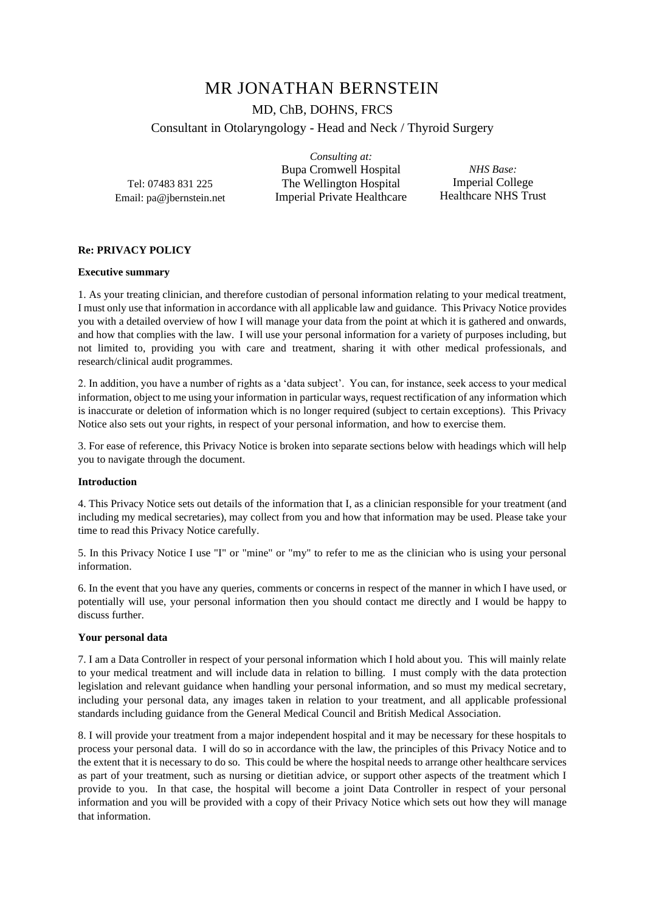# MR JONATHAN BERNSTEIN

MD, ChB, DOHNS, FRCS

Consultant in Otolaryngology - Head and Neck / Thyroid Surgery

Tel: 07483 831 225
Email: pa@jbernstein.net

*Consulting at:*
Bupa Cromwell Hospital
The Wellington Hospital
Imperial Private Healthcare

*NHS Base:*
Imperial College
Healthcare NHS Trust

**Re: PRIVACY POLICY**

**Executive summary**

1. As your treating clinician, and therefore custodian of personal information relating to your medical treatment, I must only use that information in accordance with all applicable law and guidance. This Privacy Notice provides you with a detailed overview of how I will manage your data from the point at which it is gathered and onwards, and how that complies with the law. I will use your personal information for a variety of purposes including, but not limited to, providing you with care and treatment, sharing it with other medical professionals, and research/clinical audit programmes.

2. In addition, you have a number of rights as a 'data subject'. You can, for instance, seek access to your medical information, object to me using your information in particular ways, request rectification of any information which is inaccurate or deletion of information which is no longer required (subject to certain exceptions). This Privacy Notice also sets out your rights, in respect of your personal information, and how to exercise them.

3. For ease of reference, this Privacy Notice is broken into separate sections below with headings which will help you to navigate through the document.

**Introduction**

4. This Privacy Notice sets out details of the information that I, as a clinician responsible for your treatment (and including my medical secretaries), may collect from you and how that information may be used. Please take your time to read this Privacy Notice carefully.

5. In this Privacy Notice I use "I" or "mine" or "my" to refer to me as the clinician who is using your personal information.

6. In the event that you have any queries, comments or concerns in respect of the manner in which I have used, or potentially will use, your personal information then you should contact me directly and I would be happy to discuss further.

**Your personal data**

7. I am a Data Controller in respect of your personal information which I hold about you. This will mainly relate to your medical treatment and will include data in relation to billing. I must comply with the data protection legislation and relevant guidance when handling your personal information, and so must my medical secretary, including your personal data, any images taken in relation to your treatment, and all applicable professional standards including guidance from the General Medical Council and British Medical Association.

8. I will provide your treatment from a major independent hospital and it may be necessary for these hospitals to process your personal data. I will do so in accordance with the law, the principles of this Privacy Notice and to the extent that it is necessary to do so. This could be where the hospital needs to arrange other healthcare services as part of your treatment, such as nursing or dietitian advice, or support other aspects of the treatment which I provide to you. In that case, the hospital will become a joint Data Controller in respect of your personal information and you will be provided with a copy of their Privacy Notice which sets out how they will manage that information.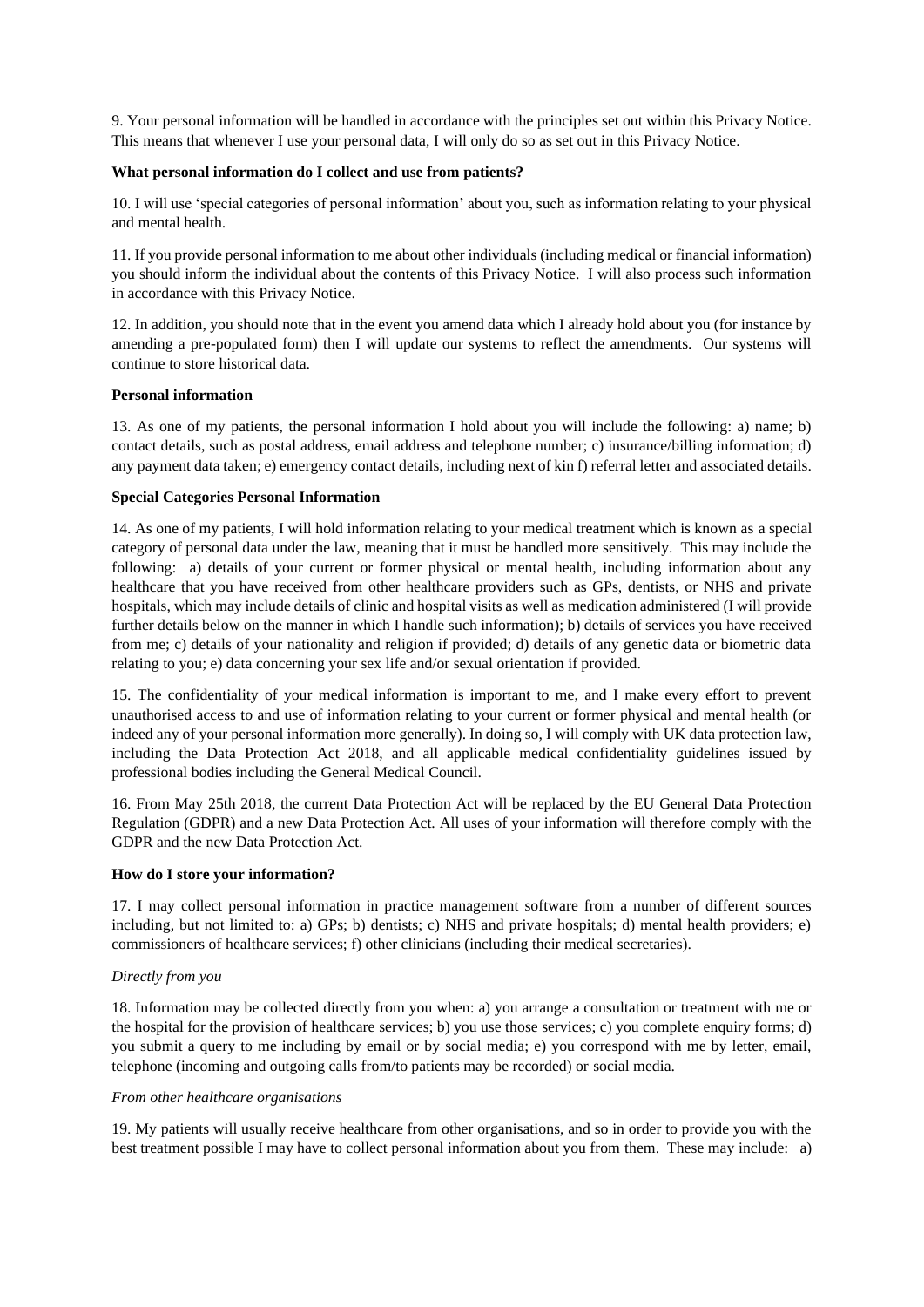9. Your personal information will be handled in accordance with the principles set out within this Privacy Notice. This means that whenever I use your personal data, I will only do so as set out in this Privacy Notice.

**What personal information do I collect and use from patients?**

10. I will use 'special categories of personal information' about you, such as information relating to your physical and mental health.

11. If you provide personal information to me about other individuals (including medical or financial information) you should inform the individual about the contents of this Privacy Notice. I will also process such information in accordance with this Privacy Notice.

12. In addition, you should note that in the event you amend data which I already hold about you (for instance by amending a pre-populated form) then I will update our systems to reflect the amendments. Our systems will continue to store historical data.

**Personal information**

13. As one of my patients, the personal information I hold about you will include the following: a) name; b) contact details, such as postal address, email address and telephone number; c) insurance/billing information; d) any payment data taken; e) emergency contact details, including next of kin f) referral letter and associated details.

**Special Categories Personal Information**

14. As one of my patients, I will hold information relating to your medical treatment which is known as a special category of personal data under the law, meaning that it must be handled more sensitively. This may include the following: a) details of your current or former physical or mental health, including information about any healthcare that you have received from other healthcare providers such as GPs, dentists, or NHS and private hospitals, which may include details of clinic and hospital visits as well as medication administered (I will provide further details below on the manner in which I handle such information); b) details of services you have received from me; c) details of your nationality and religion if provided; d) details of any genetic data or biometric data relating to you; e) data concerning your sex life and/or sexual orientation if provided.

15. The confidentiality of your medical information is important to me, and I make every effort to prevent unauthorised access to and use of information relating to your current or former physical and mental health (or indeed any of your personal information more generally). In doing so, I will comply with UK data protection law, including the Data Protection Act 2018, and all applicable medical confidentiality guidelines issued by professional bodies including the General Medical Council.

16. From May 25th 2018, the current Data Protection Act will be replaced by the EU General Data Protection Regulation (GDPR) and a new Data Protection Act. All uses of your information will therefore comply with the GDPR and the new Data Protection Act.

**How do I store your information?**

17. I may collect personal information in practice management software from a number of different sources including, but not limited to: a) GPs; b) dentists; c) NHS and private hospitals; d) mental health providers; e) commissioners of healthcare services; f) other clinicians (including their medical secretaries).

*Directly from you*

18. Information may be collected directly from you when: a) you arrange a consultation or treatment with me or the hospital for the provision of healthcare services; b) you use those services; c) you complete enquiry forms; d) you submit a query to me including by email or by social media; e) you correspond with me by letter, email, telephone (incoming and outgoing calls from/to patients may be recorded) or social media.

*From other healthcare organisations*

19. My patients will usually receive healthcare from other organisations, and so in order to provide you with the best treatment possible I may have to collect personal information about you from them. These may include: a)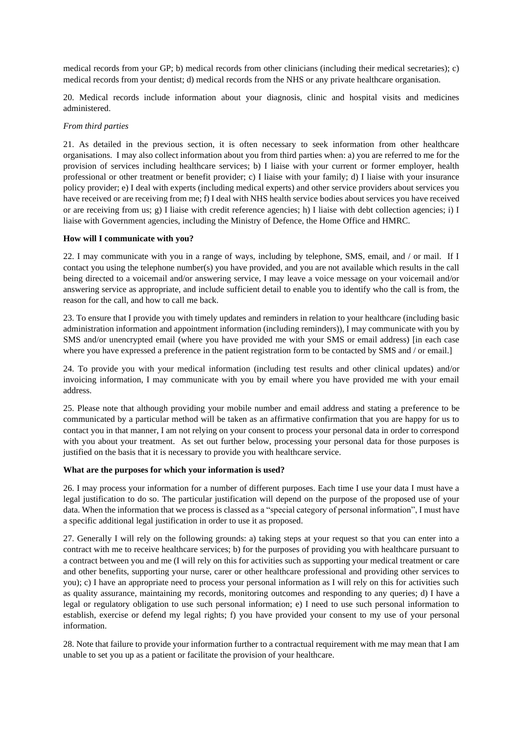medical records from your GP; b) medical records from other clinicians (including their medical secretaries); c) medical records from your dentist; d) medical records from the NHS or any private healthcare organisation.

20. Medical records include information about your diagnosis, clinic and hospital visits and medicines administered.

*From third parties*

21. As detailed in the previous section, it is often necessary to seek information from other healthcare organisations. I may also collect information about you from third parties when: a) you are referred to me for the provision of services including healthcare services; b) I liaise with your current or former employer, health professional or other treatment or benefit provider; c) I liaise with your family; d) I liaise with your insurance policy provider; e) I deal with experts (including medical experts) and other service providers about services you have received or are receiving from me; f) I deal with NHS health service bodies about services you have received or are receiving from us; g) I liaise with credit reference agencies; h) I liaise with debt collection agencies; i) I liaise with Government agencies, including the Ministry of Defence, the Home Office and HMRC.

**How will I communicate with you?**

22. I may communicate with you in a range of ways, including by telephone, SMS, email, and / or mail. If I contact you using the telephone number(s) you have provided, and you are not available which results in the call being directed to a voicemail and/or answering service, I may leave a voice message on your voicemail and/or answering service as appropriate, and include sufficient detail to enable you to identify who the call is from, the reason for the call, and how to call me back.

23. To ensure that I provide you with timely updates and reminders in relation to your healthcare (including basic administration information and appointment information (including reminders)), I may communicate with you by SMS and/or unencrypted email (where you have provided me with your SMS or email address) [in each case where you have expressed a preference in the patient registration form to be contacted by SMS and / or email.]

24. To provide you with your medical information (including test results and other clinical updates) and/or invoicing information, I may communicate with you by email where you have provided me with your email address.

25. Please note that although providing your mobile number and email address and stating a preference to be communicated by a particular method will be taken as an affirmative confirmation that you are happy for us to contact you in that manner, I am not relying on your consent to process your personal data in order to correspond with you about your treatment. As set out further below, processing your personal data for those purposes is justified on the basis that it is necessary to provide you with healthcare service.

**What are the purposes for which your information is used?**

26. I may process your information for a number of different purposes. Each time I use your data I must have a legal justification to do so. The particular justification will depend on the purpose of the proposed use of your data. When the information that we process is classed as a "special category of personal information", I must have a specific additional legal justification in order to use it as proposed.

27. Generally I will rely on the following grounds: a) taking steps at your request so that you can enter into a contract with me to receive healthcare services; b) for the purposes of providing you with healthcare pursuant to a contract between you and me (I will rely on this for activities such as supporting your medical treatment or care and other benefits, supporting your nurse, carer or other healthcare professional and providing other services to you); c) I have an appropriate need to process your personal information as I will rely on this for activities such as quality assurance, maintaining my records, monitoring outcomes and responding to any queries; d) I have a legal or regulatory obligation to use such personal information; e) I need to use such personal information to establish, exercise or defend my legal rights; f) you have provided your consent to my use of your personal information.

28. Note that failure to provide your information further to a contractual requirement with me may mean that I am unable to set you up as a patient or facilitate the provision of your healthcare.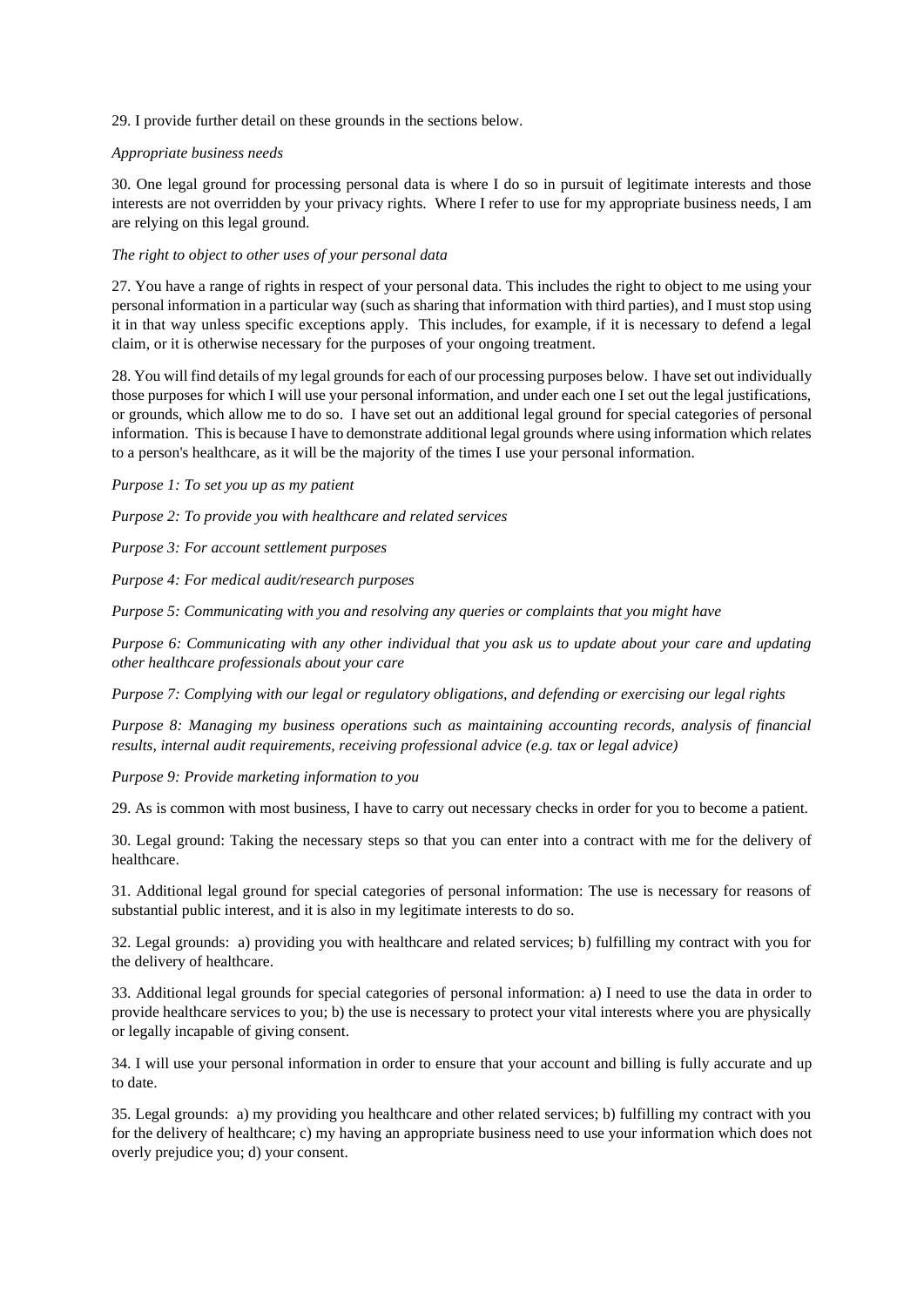29. I provide further detail on these grounds in the sections below.

*Appropriate business needs*

30. One legal ground for processing personal data is where I do so in pursuit of legitimate interests and those interests are not overridden by your privacy rights. Where I refer to use for my appropriate business needs, I am are relying on this legal ground.

*The right to object to other uses of your personal data*

27. You have a range of rights in respect of your personal data. This includes the right to object to me using your personal information in a particular way (such as sharing that information with third parties), and I must stop using it in that way unless specific exceptions apply. This includes, for example, if it is necessary to defend a legal claim, or it is otherwise necessary for the purposes of your ongoing treatment.

28. You will find details of my legal grounds for each of our processing purposes below. I have set out individually those purposes for which I will use your personal information, and under each one I set out the legal justifications, or grounds, which allow me to do so. I have set out an additional legal ground for special categories of personal information. This is because I have to demonstrate additional legal grounds where using information which relates to a person's healthcare, as it will be the majority of the times I use your personal information.

*Purpose 1: To set you up as my patient*

*Purpose 2: To provide you with healthcare and related services*

*Purpose 3: For account settlement purposes*

*Purpose 4: For medical audit/research purposes*

*Purpose 5: Communicating with you and resolving any queries or complaints that you might have*

*Purpose 6: Communicating with any other individual that you ask us to update about your care and updating other healthcare professionals about your care*

*Purpose 7: Complying with our legal or regulatory obligations, and defending or exercising our legal rights*

*Purpose 8: Managing my business operations such as maintaining accounting records, analysis of financial results, internal audit requirements, receiving professional advice (e.g. tax or legal advice)*

*Purpose 9: Provide marketing information to you*

29. As is common with most business, I have to carry out necessary checks in order for you to become a patient.

30. Legal ground: Taking the necessary steps so that you can enter into a contract with me for the delivery of healthcare.

31. Additional legal ground for special categories of personal information: The use is necessary for reasons of substantial public interest, and it is also in my legitimate interests to do so.

32. Legal grounds: a) providing you with healthcare and related services; b) fulfilling my contract with you for the delivery of healthcare.

33. Additional legal grounds for special categories of personal information: a) I need to use the data in order to provide healthcare services to you; b) the use is necessary to protect your vital interests where you are physically or legally incapable of giving consent.

34. I will use your personal information in order to ensure that your account and billing is fully accurate and up to date.

35. Legal grounds: a) my providing you healthcare and other related services; b) fulfilling my contract with you for the delivery of healthcare; c) my having an appropriate business need to use your information which does not overly prejudice you; d) your consent.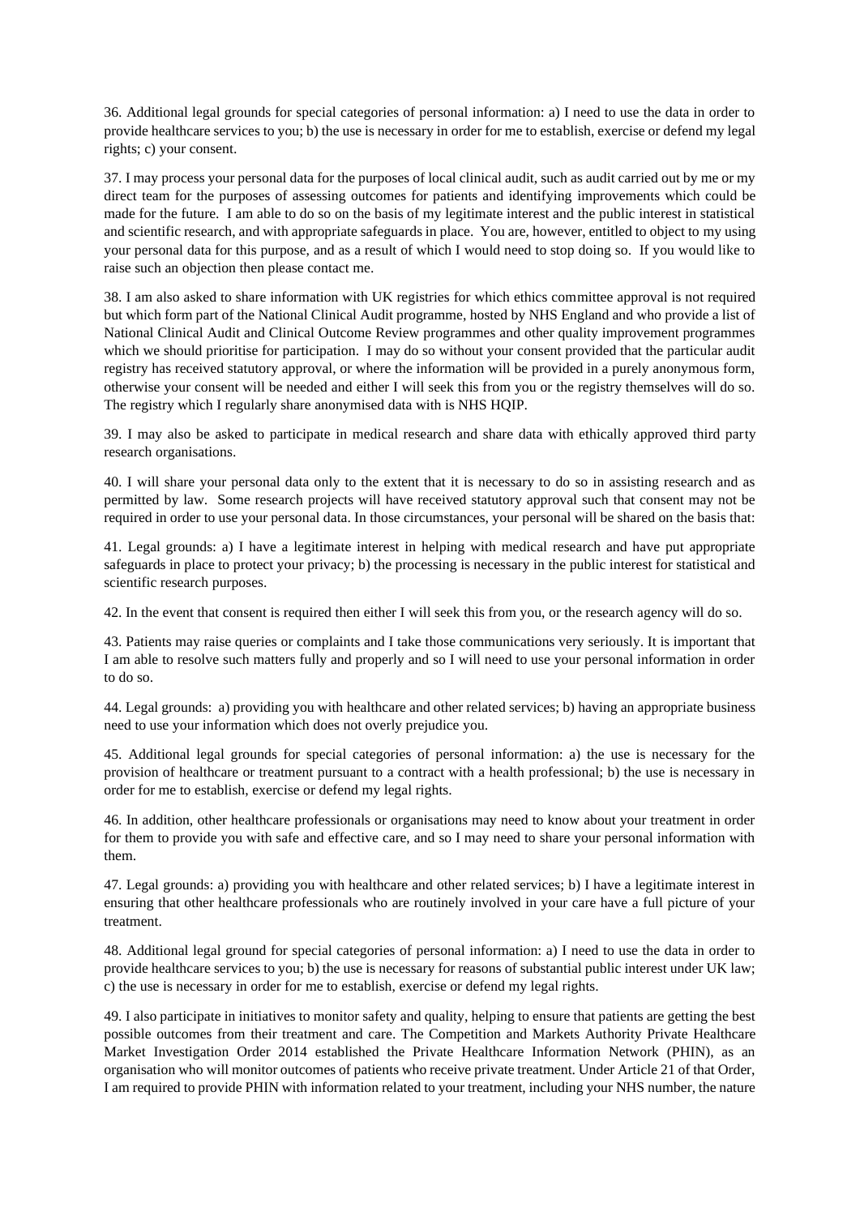36. Additional legal grounds for special categories of personal information: a) I need to use the data in order to provide healthcare services to you; b) the use is necessary in order for me to establish, exercise or defend my legal rights; c) your consent.

37. I may process your personal data for the purposes of local clinical audit, such as audit carried out by me or my direct team for the purposes of assessing outcomes for patients and identifying improvements which could be made for the future. I am able to do so on the basis of my legitimate interest and the public interest in statistical and scientific research, and with appropriate safeguards in place. You are, however, entitled to object to my using your personal data for this purpose, and as a result of which I would need to stop doing so. If you would like to raise such an objection then please contact me.

38. I am also asked to share information with UK registries for which ethics committee approval is not required but which form part of the National Clinical Audit programme, hosted by NHS England and who provide a list of National Clinical Audit and Clinical Outcome Review programmes and other quality improvement programmes which we should prioritise for participation. I may do so without your consent provided that the particular audit registry has received statutory approval, or where the information will be provided in a purely anonymous form, otherwise your consent will be needed and either I will seek this from you or the registry themselves will do so. The registry which I regularly share anonymised data with is NHS HQIP.

39. I may also be asked to participate in medical research and share data with ethically approved third party research organisations.

40. I will share your personal data only to the extent that it is necessary to do so in assisting research and as permitted by law. Some research projects will have received statutory approval such that consent may not be required in order to use your personal data. In those circumstances, your personal will be shared on the basis that:

41. Legal grounds: a) I have a legitimate interest in helping with medical research and have put appropriate safeguards in place to protect your privacy; b) the processing is necessary in the public interest for statistical and scientific research purposes.

42. In the event that consent is required then either I will seek this from you, or the research agency will do so.

43. Patients may raise queries or complaints and I take those communications very seriously. It is important that I am able to resolve such matters fully and properly and so I will need to use your personal information in order to do so.

44. Legal grounds: a) providing you with healthcare and other related services; b) having an appropriate business need to use your information which does not overly prejudice you.

45. Additional legal grounds for special categories of personal information: a) the use is necessary for the provision of healthcare or treatment pursuant to a contract with a health professional; b) the use is necessary in order for me to establish, exercise or defend my legal rights.

46. In addition, other healthcare professionals or organisations may need to know about your treatment in order for them to provide you with safe and effective care, and so I may need to share your personal information with them.

47. Legal grounds: a) providing you with healthcare and other related services; b) I have a legitimate interest in ensuring that other healthcare professionals who are routinely involved in your care have a full picture of your treatment.

48. Additional legal ground for special categories of personal information: a) I need to use the data in order to provide healthcare services to you; b) the use is necessary for reasons of substantial public interest under UK law; c) the use is necessary in order for me to establish, exercise or defend my legal rights.

49. I also participate in initiatives to monitor safety and quality, helping to ensure that patients are getting the best possible outcomes from their treatment and care. The Competition and Markets Authority Private Healthcare Market Investigation Order 2014 established the Private Healthcare Information Network (PHIN), as an organisation who will monitor outcomes of patients who receive private treatment. Under Article 21 of that Order, I am required to provide PHIN with information related to your treatment, including your NHS number, the nature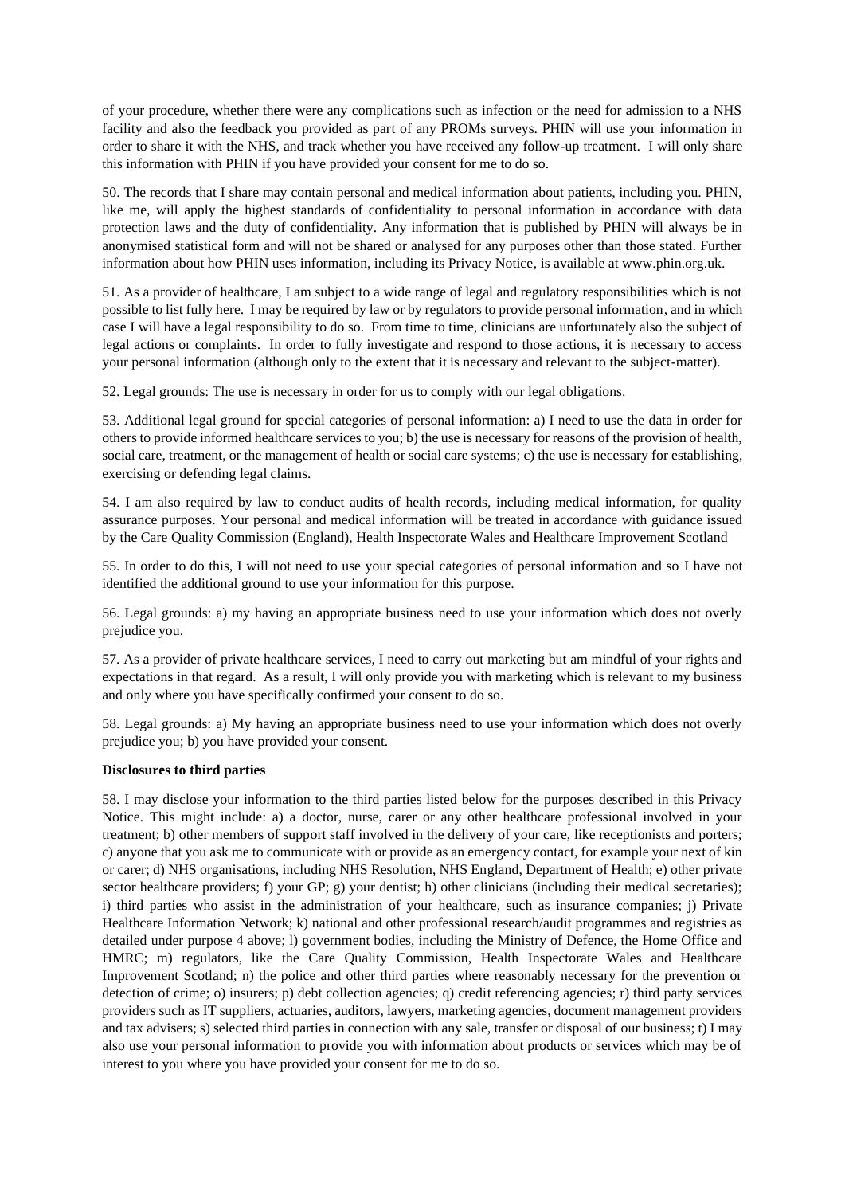of your procedure, whether there were any complications such as infection or the need for admission to a NHS facility and also the feedback you provided as part of any PROMs surveys. PHIN will use your information in order to share it with the NHS, and track whether you have received any follow-up treatment. I will only share this information with PHIN if you have provided your consent for me to do so.

50. The records that I share may contain personal and medical information about patients, including you. PHIN, like me, will apply the highest standards of confidentiality to personal information in accordance with data protection laws and the duty of confidentiality. Any information that is published by PHIN will always be in anonymised statistical form and will not be shared or analysed for any purposes other than those stated. Further information about how PHIN uses information, including its Privacy Notice, is available at www.phin.org.uk.

51. As a provider of healthcare, I am subject to a wide range of legal and regulatory responsibilities which is not possible to list fully here. I may be required by law or by regulators to provide personal information, and in which case I will have a legal responsibility to do so. From time to time, clinicians are unfortunately also the subject of legal actions or complaints. In order to fully investigate and respond to those actions, it is necessary to access your personal information (although only to the extent that it is necessary and relevant to the subject-matter).

52. Legal grounds: The use is necessary in order for us to comply with our legal obligations.

53. Additional legal ground for special categories of personal information: a) I need to use the data in order for others to provide informed healthcare services to you; b) the use is necessary for reasons of the provision of health, social care, treatment, or the management of health or social care systems; c) the use is necessary for establishing, exercising or defending legal claims.

54. I am also required by law to conduct audits of health records, including medical information, for quality assurance purposes. Your personal and medical information will be treated in accordance with guidance issued by the Care Quality Commission (England), Health Inspectorate Wales and Healthcare Improvement Scotland

55. In order to do this, I will not need to use your special categories of personal information and so I have not identified the additional ground to use your information for this purpose.

56. Legal grounds: a) my having an appropriate business need to use your information which does not overly prejudice you.

57. As a provider of private healthcare services, I need to carry out marketing but am mindful of your rights and expectations in that regard. As a result, I will only provide you with marketing which is relevant to my business and only where you have specifically confirmed your consent to do so.

58. Legal grounds: a) My having an appropriate business need to use your information which does not overly prejudice you; b) you have provided your consent.

**Disclosures to third parties**

58. I may disclose your information to the third parties listed below for the purposes described in this Privacy Notice. This might include: a) a doctor, nurse, carer or any other healthcare professional involved in your treatment; b) other members of support staff involved in the delivery of your care, like receptionists and porters; c) anyone that you ask me to communicate with or provide as an emergency contact, for example your next of kin or carer; d) NHS organisations, including NHS Resolution, NHS England, Department of Health; e) other private sector healthcare providers; f) your GP; g) your dentist; h) other clinicians (including their medical secretaries); i) third parties who assist in the administration of your healthcare, such as insurance companies; j) Private Healthcare Information Network; k) national and other professional research/audit programmes and registries as detailed under purpose 4 above; l) government bodies, including the Ministry of Defence, the Home Office and HMRC; m) regulators, like the Care Quality Commission, Health Inspectorate Wales and Healthcare Improvement Scotland; n) the police and other third parties where reasonably necessary for the prevention or detection of crime; o) insurers; p) debt collection agencies; q) credit referencing agencies; r) third party services providers such as IT suppliers, actuaries, auditors, lawyers, marketing agencies, document management providers and tax advisers; s) selected third parties in connection with any sale, transfer or disposal of our business; t) I may also use your personal information to provide you with information about products or services which may be of interest to you where you have provided your consent for me to do so.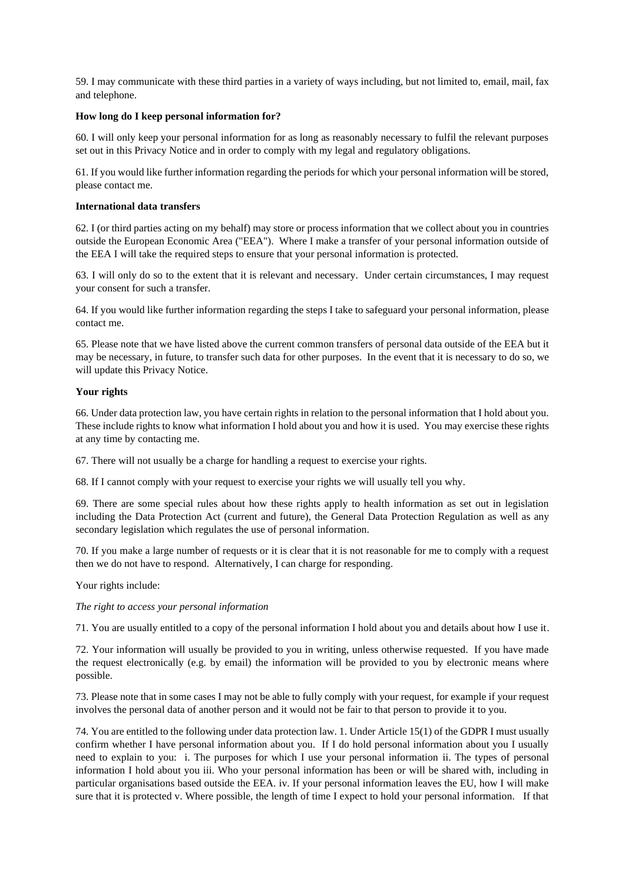59. I may communicate with these third parties in a variety of ways including, but not limited to, email, mail, fax and telephone.

**How long do I keep personal information for?**

60. I will only keep your personal information for as long as reasonably necessary to fulfil the relevant purposes set out in this Privacy Notice and in order to comply with my legal and regulatory obligations.

61. If you would like further information regarding the periods for which your personal information will be stored, please contact me.

**International data transfers**

62. I (or third parties acting on my behalf) may store or process information that we collect about you in countries outside the European Economic Area ("EEA"). Where I make a transfer of your personal information outside of the EEA I will take the required steps to ensure that your personal information is protected.

63. I will only do so to the extent that it is relevant and necessary. Under certain circumstances, I may request your consent for such a transfer.

64. If you would like further information regarding the steps I take to safeguard your personal information, please contact me.

65. Please note that we have listed above the current common transfers of personal data outside of the EEA but it may be necessary, in future, to transfer such data for other purposes. In the event that it is necessary to do so, we will update this Privacy Notice.

**Your rights**

66. Under data protection law, you have certain rights in relation to the personal information that I hold about you. These include rights to know what information I hold about you and how it is used. You may exercise these rights at any time by contacting me.

67. There will not usually be a charge for handling a request to exercise your rights.

68. If I cannot comply with your request to exercise your rights we will usually tell you why.

69. There are some special rules about how these rights apply to health information as set out in legislation including the Data Protection Act (current and future), the General Data Protection Regulation as well as any secondary legislation which regulates the use of personal information.

70. If you make a large number of requests or it is clear that it is not reasonable for me to comply with a request then we do not have to respond. Alternatively, I can charge for responding.

Your rights include:

*The right to access your personal information*

71. You are usually entitled to a copy of the personal information I hold about you and details about how I use it.

72. Your information will usually be provided to you in writing, unless otherwise requested. If you have made the request electronically (e.g. by email) the information will be provided to you by electronic means where possible.

73. Please note that in some cases I may not be able to fully comply with your request, for example if your request involves the personal data of another person and it would not be fair to that person to provide it to you.

74. You are entitled to the following under data protection law. 1. Under Article 15(1) of the GDPR I must usually confirm whether I have personal information about you. If I do hold personal information about you I usually need to explain to you: i. The purposes for which I use your personal information ii. The types of personal information I hold about you iii. Who your personal information has been or will be shared with, including in particular organisations based outside the EEA. iv. If your personal information leaves the EU, how I will make sure that it is protected v. Where possible, the length of time I expect to hold your personal information. If that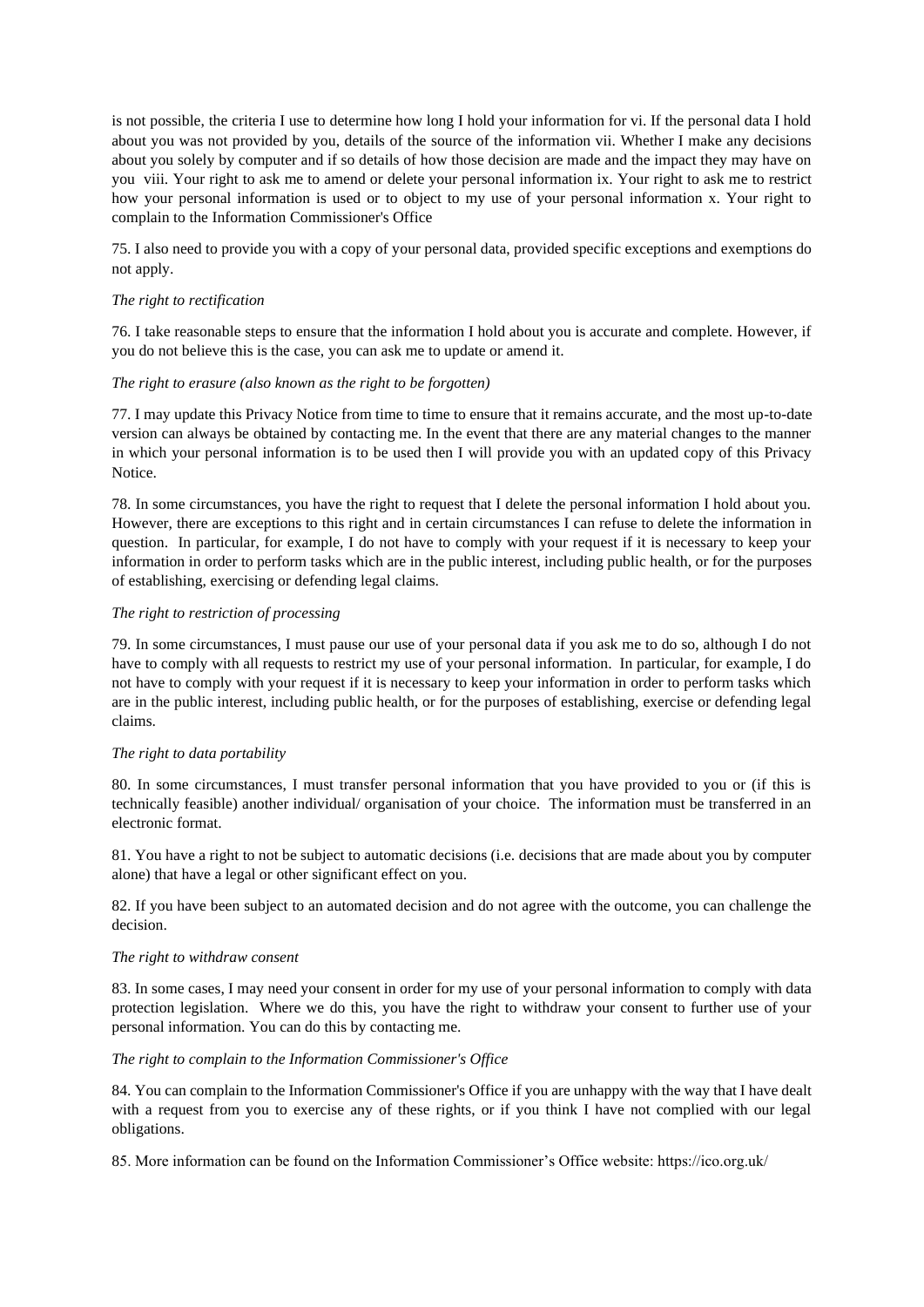is not possible, the criteria I use to determine how long I hold your information for vi. If the personal data I hold about you was not provided by you, details of the source of the information vii. Whether I make any decisions about you solely by computer and if so details of how those decision are made and the impact they may have on you viii. Your right to ask me to amend or delete your personal information ix. Your right to ask me to restrict how your personal information is used or to object to my use of your personal information x. Your right to complain to the Information Commissioner's Office

75. I also need to provide you with a copy of your personal data, provided specific exceptions and exemptions do not apply.

*The right to rectification*

76. I take reasonable steps to ensure that the information I hold about you is accurate and complete. However, if you do not believe this is the case, you can ask me to update or amend it.

*The right to erasure (also known as the right to be forgotten)*

77. I may update this Privacy Notice from time to time to ensure that it remains accurate, and the most up-to-date version can always be obtained by contacting me. In the event that there are any material changes to the manner in which your personal information is to be used then I will provide you with an updated copy of this Privacy Notice.

78. In some circumstances, you have the right to request that I delete the personal information I hold about you. However, there are exceptions to this right and in certain circumstances I can refuse to delete the information in question. In particular, for example, I do not have to comply with your request if it is necessary to keep your information in order to perform tasks which are in the public interest, including public health, or for the purposes of establishing, exercising or defending legal claims.

*The right to restriction of processing*

79. In some circumstances, I must pause our use of your personal data if you ask me to do so, although I do not have to comply with all requests to restrict my use of your personal information. In particular, for example, I do not have to comply with your request if it is necessary to keep your information in order to perform tasks which are in the public interest, including public health, or for the purposes of establishing, exercise or defending legal claims.

*The right to data portability*

80. In some circumstances, I must transfer personal information that you have provided to you or (if this is technically feasible) another individual/ organisation of your choice. The information must be transferred in an electronic format.

81. You have a right to not be subject to automatic decisions (i.e. decisions that are made about you by computer alone) that have a legal or other significant effect on you.

82. If you have been subject to an automated decision and do not agree with the outcome, you can challenge the decision.

*The right to withdraw consent*

83. In some cases, I may need your consent in order for my use of your personal information to comply with data protection legislation. Where we do this, you have the right to withdraw your consent to further use of your personal information. You can do this by contacting me.

*The right to complain to the Information Commissioner's Office*

84. You can complain to the Information Commissioner's Office if you are unhappy with the way that I have dealt with a request from you to exercise any of these rights, or if you think I have not complied with our legal obligations.

85. More information can be found on the Information Commissioner's Office website: https://ico.org.uk/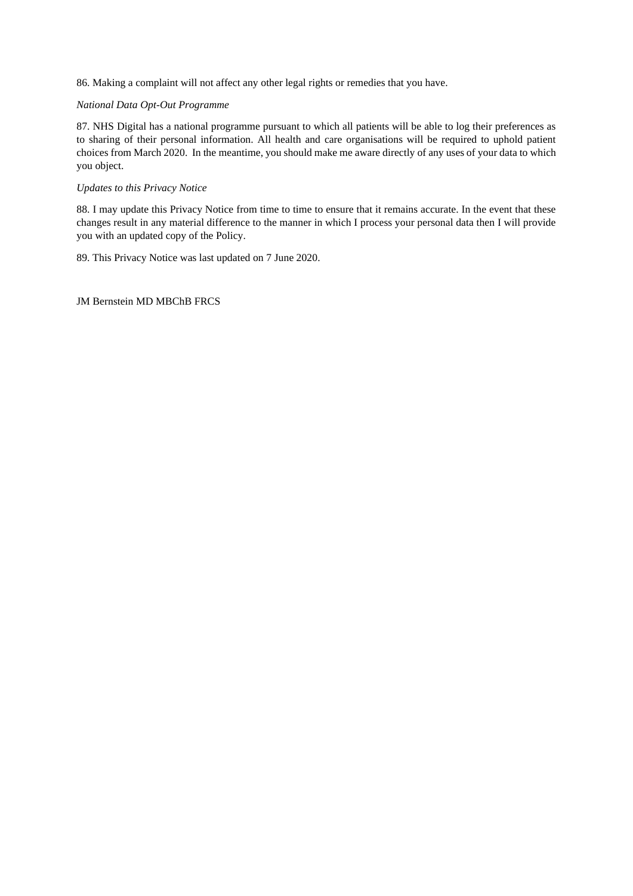86. Making a complaint will not affect any other legal rights or remedies that you have.

*National Data Opt-Out Programme*

87. NHS Digital has a national programme pursuant to which all patients will be able to log their preferences as to sharing of their personal information. All health and care organisations will be required to uphold patient choices from March 2020. In the meantime, you should make me aware directly of any uses of your data to which you object.

*Updates to this Privacy Notice*

88. I may update this Privacy Notice from time to time to ensure that it remains accurate. In the event that these changes result in any material difference to the manner in which I process your personal data then I will provide you with an updated copy of the Policy.

89. This Privacy Notice was last updated on 7 June 2020.

JM Bernstein MD MBChB FRCS